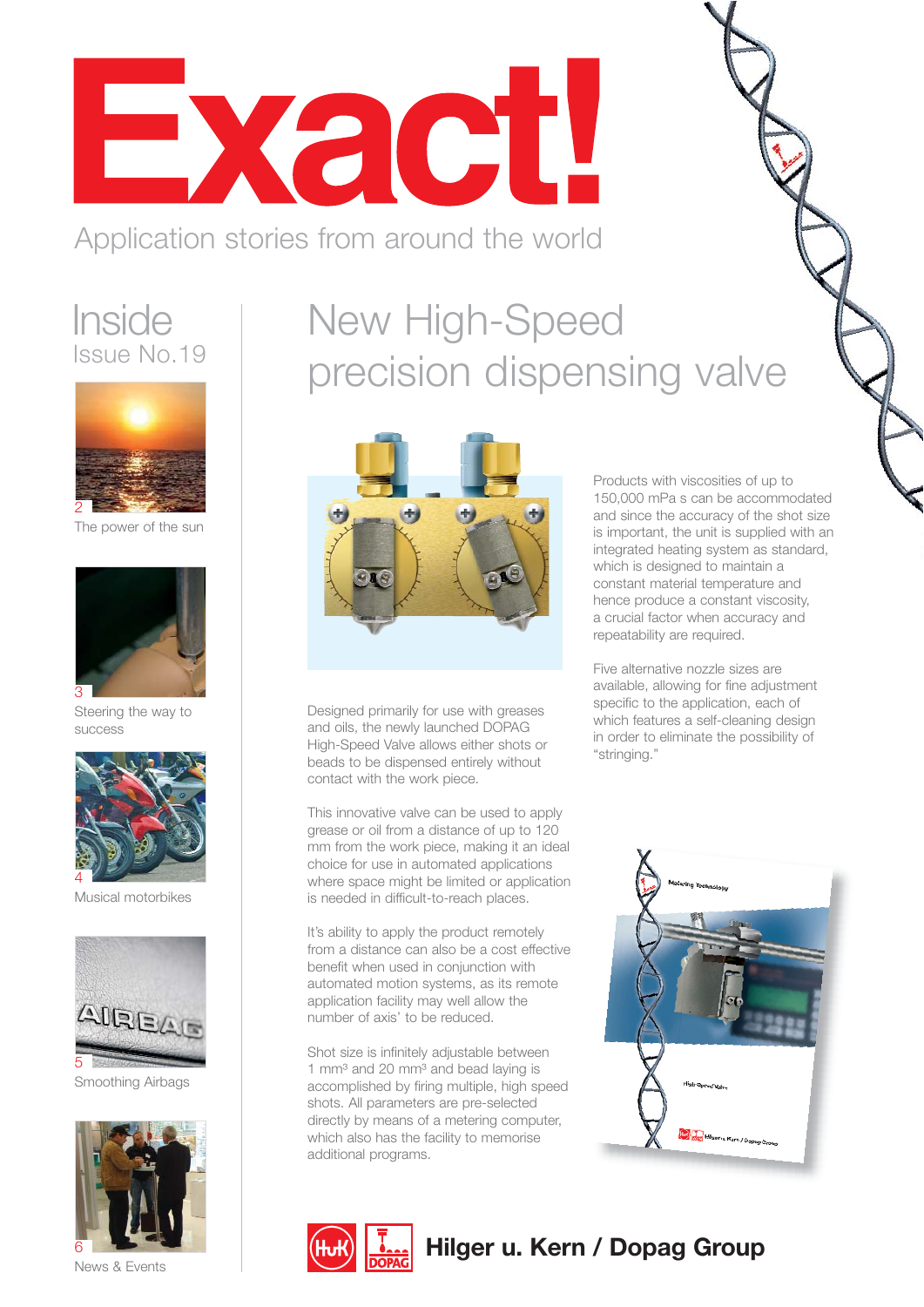# Exact!

Application stories from around the world

## Inside

Issue No.19

2 The power of the sun

3 Steering the way to success

4 Musical motorbikes

5 Smoothing Airbags

6 News & Events

# New High-Speed precision dispensing valve

Designed primarily for use with greases and oils, the newly launched DOPAG High-Speed Valve allows either shots or beads to be dispensed entirely without contact with the work piece.

This innovative valve can be used to apply grease or oil from a distance of up to 120 mm from the work piece, making it an ideal choice for use in automated applications where space might be limited or application is needed in difficult-to-reach places.

It's ability to apply the product remotely from a distance can also be a cost effective benefit when used in conjunction with automated motion systems, as its remote application facility may well allow the number of axis' to be reduced.

Shot size is infinitely adjustable between 1 mm³ and 20 mm³ and bead laying is accomplished by firing multiple, high speed shots. All parameters are pre-selected directly by means of a metering computer, which also has the facility to memorise additional programs.

Products with viscosities of up to 150,000 mPa s can be accommodated and since the accuracy of the shot size is important, the unit is supplied with an integrated heating system as standard, which is designed to maintain a constant material temperature and hence produce a constant viscosity, a crucial factor when accuracy and repeatability are required.

Five alternative nozzle sizes are available, allowing for fine adjustment specific to the application, each of which features a self-cleaning design in order to eliminate the possibility of "stringing."

**Hilger u. Kern / Dopag Group**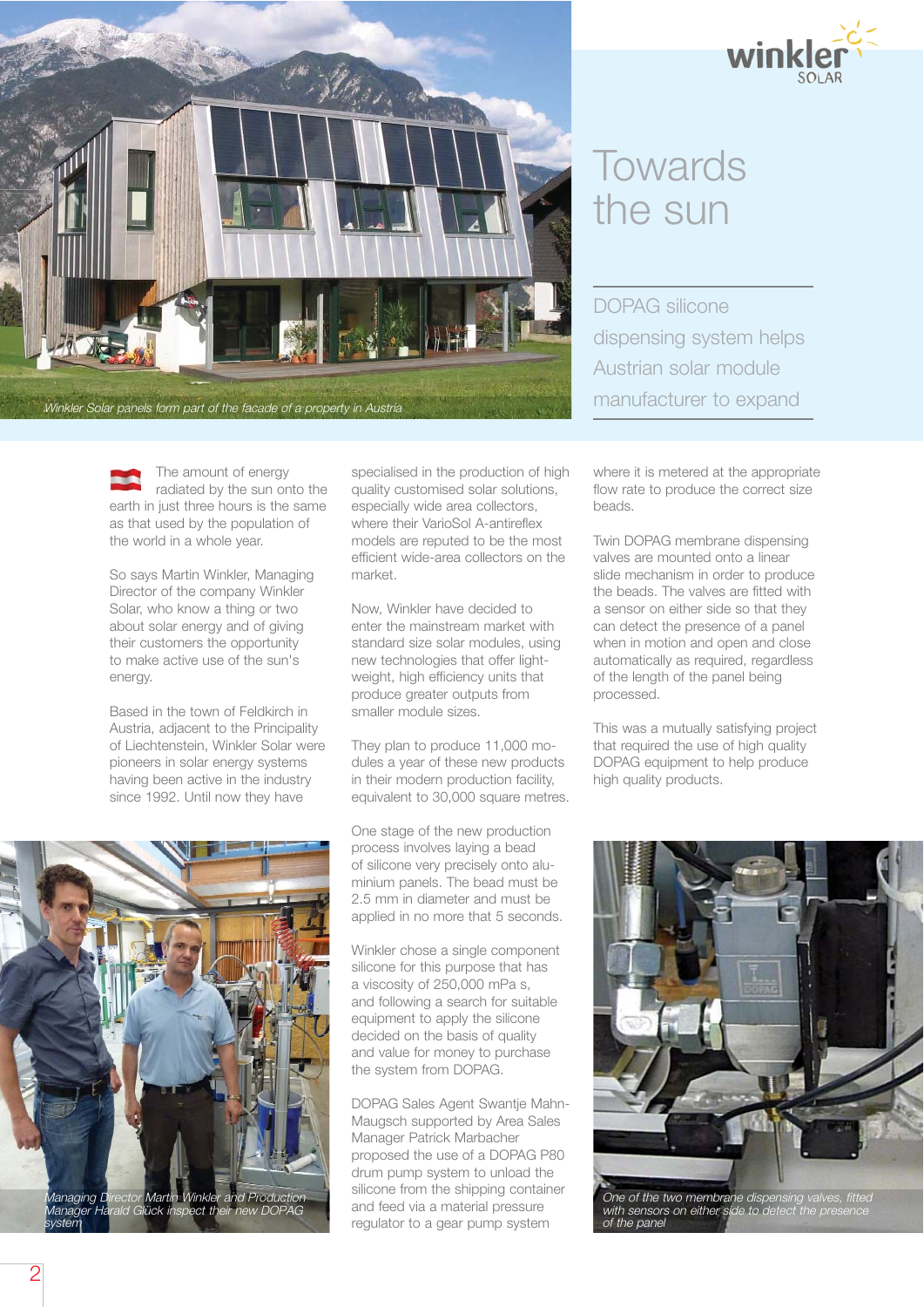# Towards the sun

## DOPAG silicone dispensing system helps Austrian solar module manufacturer to expand

*Winkler Solar panels form part of the facade of a property in Austria*

The amount of energy radiated by the sun onto the earth in just three hours is the same as that used by the population of the world in a whole year.

So says Martin Winkler, Managing Director of the company Winkler Solar, who know a thing or two about solar energy and of giving their customers the opportunity to make active use of the sun's energy.

Based in the town of Feldkirch in Austria, adjacent to the Principality of Liechtenstein, Winkler Solar were pioneers in solar energy systems having been active in the industry since 1992. Until now they have specialised in the production of high quality customised solar solutions, especially wide area collectors, where their VarioSol A-antireflex models are reputed to be the most efficient wide-area collectors on the market.

Now, Winkler have decided to enter the mainstream market with standard size solar modules, using new technologies that offer light-weight, high efficiency units that produce greater outputs from smaller module sizes.

They plan to produce 11,000 modules a year of these new products in their modern production facility, equivalent to 30,000 square metres.

One stage of the new production process involves laying a bead of silicone very precisely onto aluminium panels. The bead must be 2.5 mm in diameter and must be applied in no more that 5 seconds.

Winkler chose a single component silicone for this purpose that has a viscosity of 250,000 mPa s, and following a search for suitable equipment to apply the silicone decided on the basis of quality and value for money to purchase the system from DOPAG.

DOPAG Sales Agent Swantje Mahn-Maugsch supported by Area Sales Manager Patrick Marbacher proposed the use of a DOPAG P80 drum pump system to unload the silicone from the shipping container and feed via a material pressure regulator to a gear pump system where it is metered at the appropriate flow rate to produce the correct size beads.

Twin DOPAG membrane dispensing valves are mounted onto a linear slide mechanism in order to produce the beads. The valves are fitted with a sensor on either side so that they can detect the presence of a panel when in motion and open and close automatically as required, regardless of the length of the panel being processed.

This was a mutually satisfying project that required the use of high quality DOPAG equipment to help produce high quality products.

*Managing Director Martin Winkler and Production Manager Harald Glück inspect their new DOPAG system*

*One of the two membrane dispensing valves, fitted with sensors on either side to detect the presence of the panel*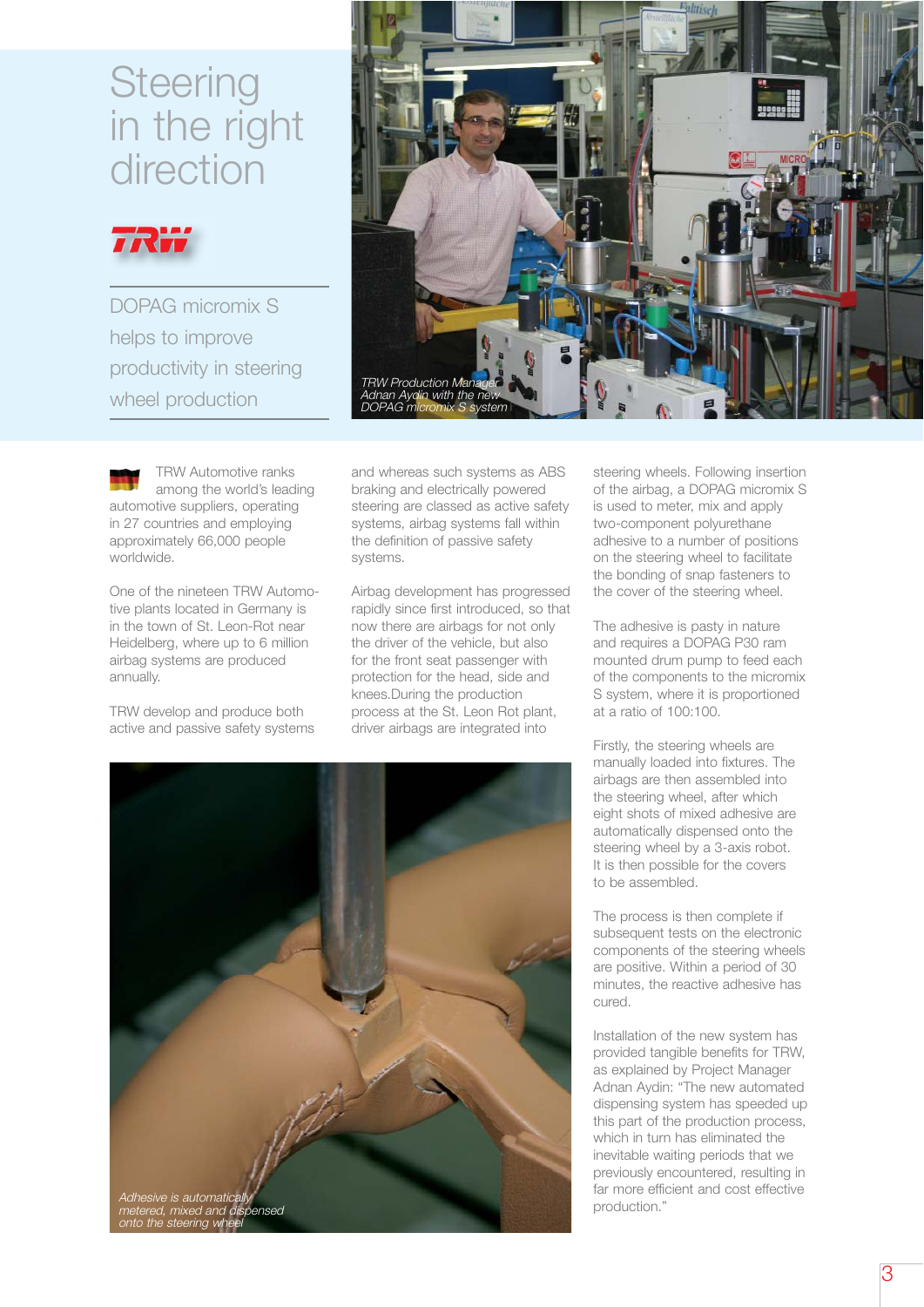# Steering in the right direction

TRW

DOPAG micromix S helps to improve productivity in steering wheel production

*TRW Production Manager Adnan Aydin with the new DOPAG micromix S system*

TRW Automotive ranks among the world's leading automotive suppliers, operating in 27 countries and employing approximately 66,000 people worldwide.

One of the nineteen TRW Automotive plants located in Germany is in the town of St. Leon-Rot near Heidelberg, where up to 6 million airbag systems are produced annually.

TRW develop and produce both active and passive safety systems and whereas such systems as ABS braking and electrically powered steering are classed as active safety systems, airbag systems fall within the definition of passive safety systems.

Airbag development has progressed rapidly since first introduced, so that now there are airbags for not only the driver of the vehicle, but also for the front seat passenger with protection for the head, side and knees.During the production process at the St. Leon Rot plant, driver airbags are integrated into steering wheels. Following insertion of the airbag, a DOPAG micromix S is used to meter, mix and apply two-component polyurethane adhesive to a number of positions on the steering wheel to facilitate the bonding of snap fasteners to the cover of the steering wheel.

The adhesive is pasty in nature and requires a DOPAG P30 ram mounted drum pump to feed each of the components to the micromix S system, where it is proportioned at a ratio of 100:100.

Firstly, the steering wheels are manually loaded into fixtures. The airbags are then assembled into the steering wheel, after which eight shots of mixed adhesive are automatically dispensed onto the steering wheel by a 3-axis robot. It is then possible for the covers to be assembled.

The process is then complete if subsequent tests on the electronic components of the steering wheels are positive. Within a period of 30 minutes, the reactive adhesive has cured.

Installation of the new system has provided tangible benefits for TRW, as explained by Project Manager Adnan Aydin: "The new automated dispensing system has speeded up this part of the production process, which in turn has eliminated the inevitable waiting periods that we previously encountered, resulting in far more efficient and cost effective production."

*Adhesive is automatically metered, mixed and dispensed onto the steering wheel*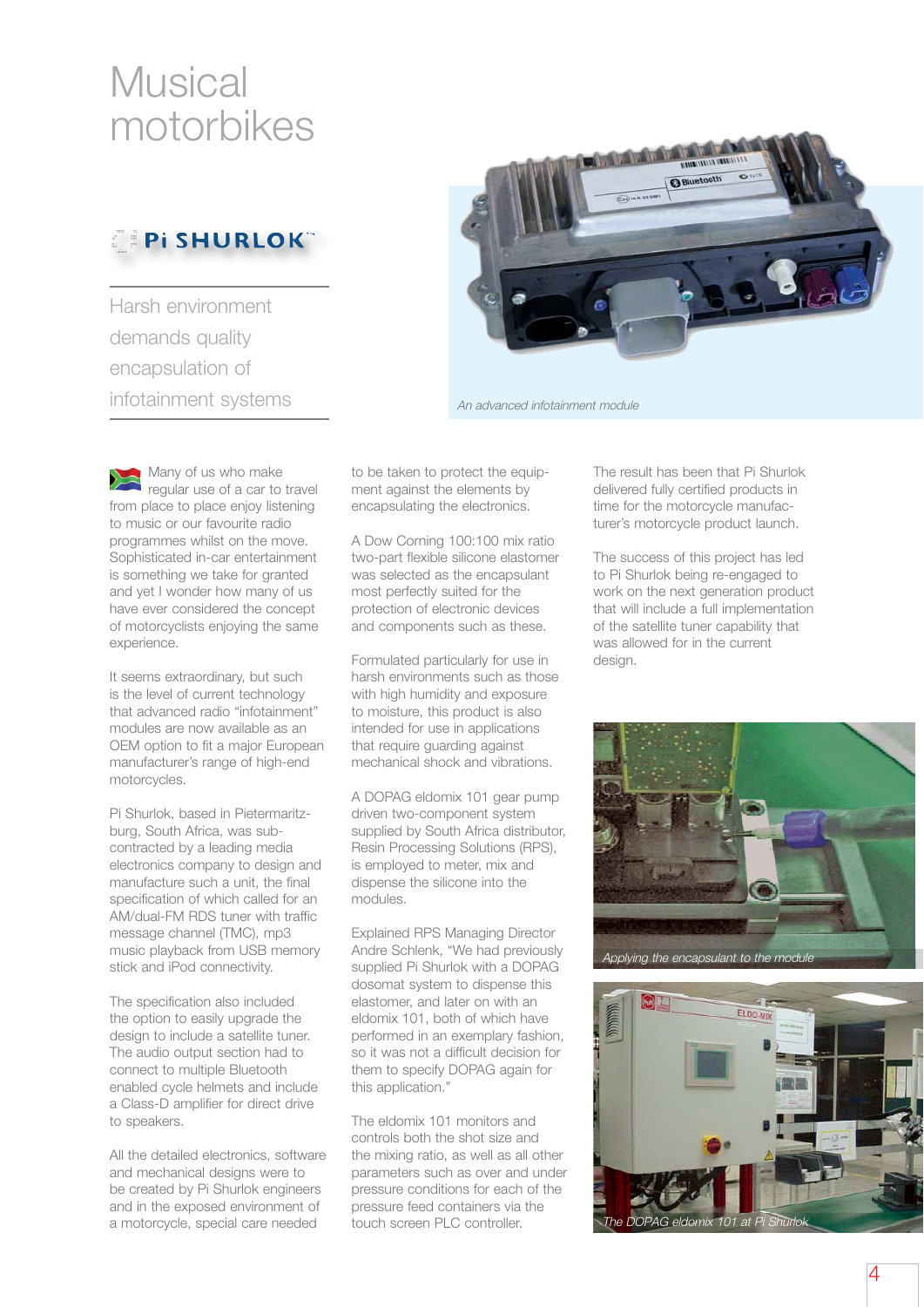# Musical motorbikes

Pi SHURLOK™

## Harsh environment demands quality encapsulation of infotainment systems

*An advanced infotainment module*

Many of us who make regular use of a car to travel from place to place enjoy listening to music or our favourite radio programmes whilst on the move. Sophisticated in-car entertainment is something we take for granted and yet I wonder how many of us have ever considered the concept of motorcyclists enjoying the same experience.

It seems extraordinary, but such is the level of current technology that advanced radio "infotainment" modules are now available as an OEM option to fit a major European manufacturer's range of high-end motorcycles.

Pi Shurlok, based in Pietermaritzburg, South Africa, was subcontracted by a leading media electronics company to design and manufacture such a unit, the final specification of which called for an AM/dual-FM RDS tuner with traffic message channel (TMC), mp3 music playback from USB memory stick and iPod connectivity.

The specification also included the option to easily upgrade the design to include a satellite tuner. The audio output section had to connect to multiple Bluetooth enabled cycle helmets and include a Class-D amplifier for direct drive to speakers.

All the detailed electronics, software and mechanical designs were to be created by Pi Shurlok engineers and in the exposed environment of a motorcycle, special care needed to be taken to protect the equipment against the elements by encapsulating the electronics.

A Dow Corning 100:100 mix ratio two-part flexible silicone elastomer was selected as the encapsulant most perfectly suited for the protection of electronic devices and components such as these.

Formulated particularly for use in harsh environments such as those with high humidity and exposure to moisture, this product is also intended for use in applications that require guarding against mechanical shock and vibrations.

A DOPAG eldomix 101 gear pump driven two-component system supplied by South Africa distributor, Resin Processing Solutions (RPS), is employed to meter, mix and dispense the silicone into the modules.

Explained RPS Managing Director Andre Schlenk, "We had previously supplied Pi Shurlok with a DOPAG dosomat system to dispense this elastomer, and later on with an eldomix 101, both of which have performed in an exemplary fashion, so it was not a difficult decision for them to specify DOPAG again for this application."

The eldomix 101 monitors and controls both the shot size and the mixing ratio, as well as all other parameters such as over and under pressure conditions for each of the pressure feed containers via the touch screen PLC controller.

The result has been that Pi Shurlok delivered fully certified products in time for the motorcycle manufacturer's motorcycle product launch.

The success of this project has led to Pi Shurlok being re-engaged to work on the next generation product that will include a full implementation of the satellite tuner capability that was allowed for in the current design.

*Applying the encapsulant to the module*

*The DOPAG eldomix 101 at Pi Shurlok*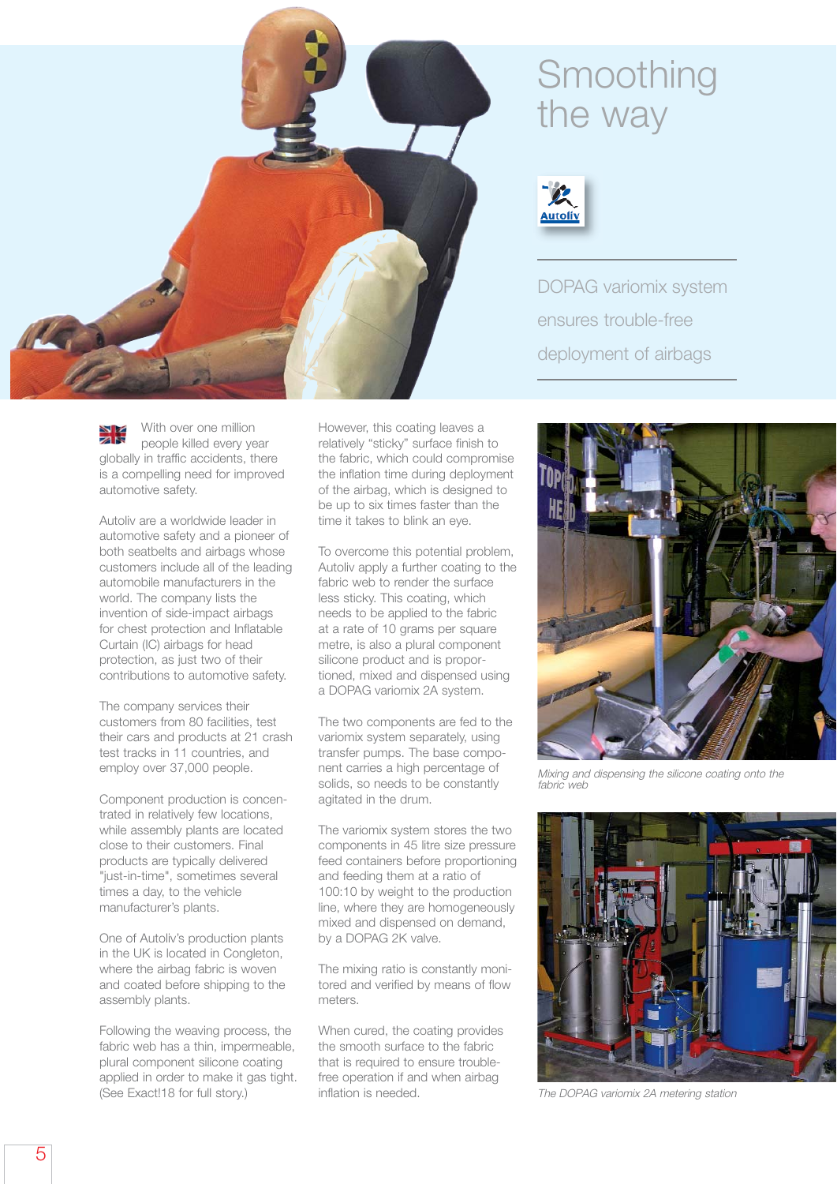# Smoothing the way

DOPAG variomix system ensures trouble-free deployment of airbags

With over one million people killed every year globally in traffic accidents, there is a compelling need for improved automotive safety.

Autoliv are a worldwide leader in automotive safety and a pioneer of both seatbelts and airbags whose customers include all of the leading automobile manufacturers in the world. The company lists the invention of side-impact airbags for chest protection and Inflatable Curtain (IC) airbags for head protection, as just two of their contributions to automotive safety.

The company services their customers from 80 facilities, test their cars and products at 21 crash test tracks in 11 countries, and employ over 37,000 people.

Component production is concentrated in relatively few locations, while assembly plants are located close to their customers. Final products are typically delivered "just-in-time", sometimes several times a day, to the vehicle manufacturer's plants.

One of Autoliv's production plants in the UK is located in Congleton, where the airbag fabric is woven and coated before shipping to the assembly plants.

Following the weaving process, the fabric web has a thin, impermeable, plural component silicone coating applied in order to make it gas tight. (See Exact!18 for full story.)

However, this coating leaves a relatively "sticky" surface finish to the fabric, which could compromise the inflation time during deployment of the airbag, which is designed to be up to six times faster than the time it takes to blink an eye.

To overcome this potential problem, Autoliv apply a further coating to the fabric web to render the surface less sticky. This coating, which needs to be applied to the fabric at a rate of 10 grams per square metre, is also a plural component silicone product and is proportioned, mixed and dispensed using a DOPAG variomix 2A system.

The two components are fed to the variomix system separately, using transfer pumps. The base component carries a high percentage of solids, so needs to be constantly agitated in the drum.

The variomix system stores the two components in 45 litre size pressure feed containers before proportioning and feeding them at a ratio of 100:10 by weight to the production line, where they are homogeneously mixed and dispensed on demand, by a DOPAG 2K valve.

The mixing ratio is constantly monitored and verified by means of flow meters.

When cured, the coating provides the smooth surface to the fabric that is required to ensure trouble-free operation if and when airbag inflation is needed.

*Mixing and dispensing the silicone coating onto the fabric web*

*The DOPAG variomix 2A metering station*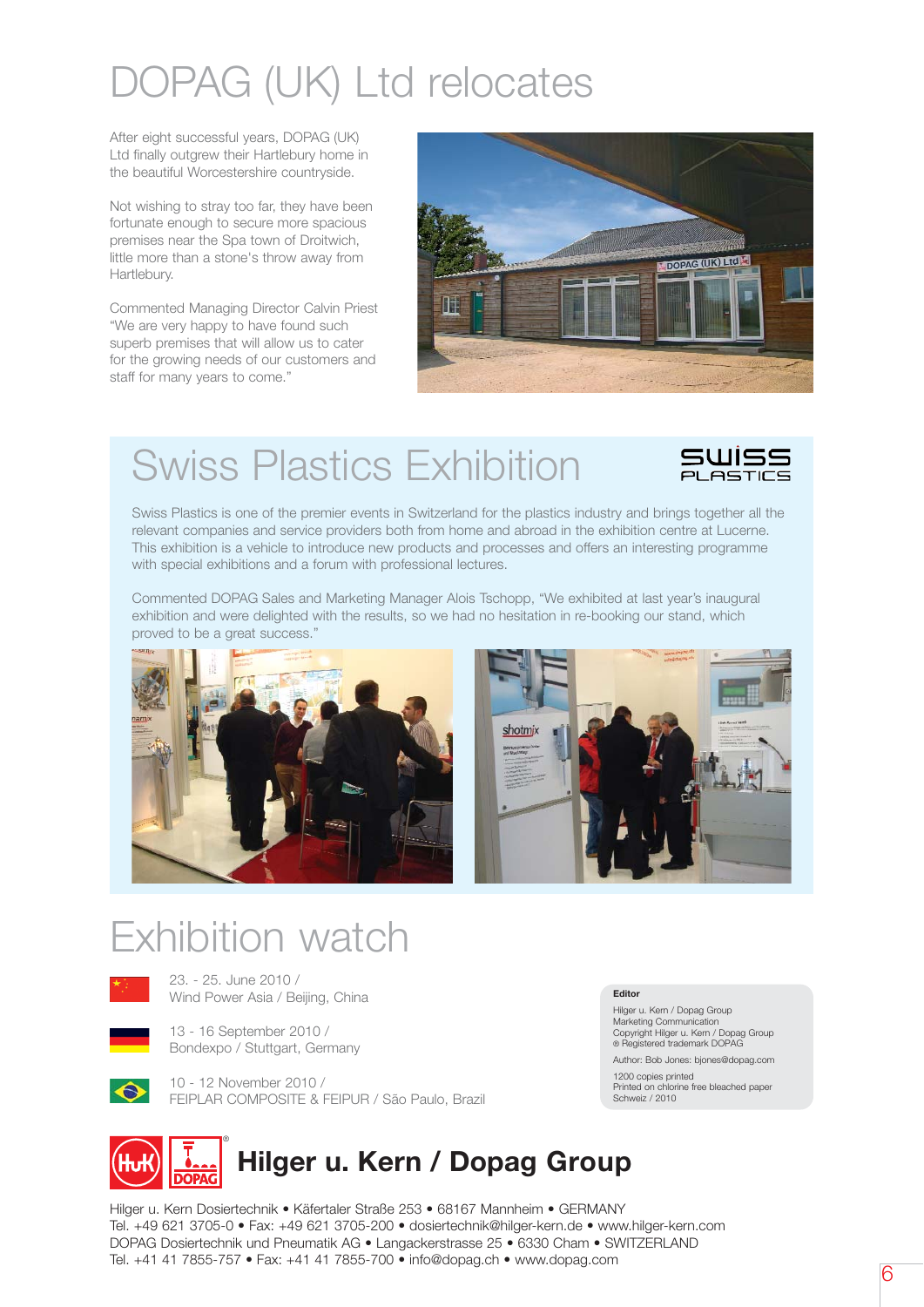# DOPAG (UK) Ltd relocates

After eight successful years, DOPAG (UK) Ltd finally outgrew their Hartlebury home in the beautiful Worcestershire countryside.

Not wishing to stray too far, they have been fortunate enough to secure more spacious premises near the Spa town of Droitwich, little more than a stone's throw away from Hartlebury.

Commented Managing Director Calvin Priest "We are very happy to have found such superb premises that will allow us to cater for the growing needs of our customers and staff for many years to come."

# Swiss Plastics Exhibition

Swiss Plastics is one of the premier events in Switzerland for the plastics industry and brings together all the relevant companies and service providers both from home and abroad in the exhibition centre at Lucerne. This exhibition is a vehicle to introduce new products and processes and offers an interesting programme with special exhibitions and a forum with professional lectures.

Commented DOPAG Sales and Marketing Manager Alois Tschopp, "We exhibited at last year's inaugural exhibition and were delighted with the results, so we had no hesitation in re-booking our stand, which proved to be a great success."

# Exhibition watch

23. - 25. June 2010 /
Wind Power Asia / Beijing, China

13 - 16 September 2010 /
Bondexpo / Stuttgart, Germany

10 - 12 November 2010 /
FEIPLAR COMPOSITE & FEIPUR / São Paulo, Brazil

**Editor**

Hilger u. Kern / Dopag Group
Marketing Communication
Copyright Hilger u. Kern / Dopag Group
® Registered trademark DOPAG

Author: Bob Jones: bjones@dopag.com

1200 copies printed
Printed on chlorine free bleached paper
Schweiz / 2010

## Hilger u. Kern / Dopag Group

Hilger u. Kern Dosiertechnik • Käfertaler Straße 253 • 68167 Mannheim • GERMANY
Tel. +49 621 3705-0 • Fax: +49 621 3705-200 • dosiertechnik@hilger-kern.de • www.hilger-kern.com
DOPAG Dosiertechnik und Pneumatik AG • Langackerstrasse 25 • 6330 Cham • SWITZERLAND
Tel. +41 41 7855-757 • Fax: +41 41 7855-700 • info@dopag.ch • www.dopag.com